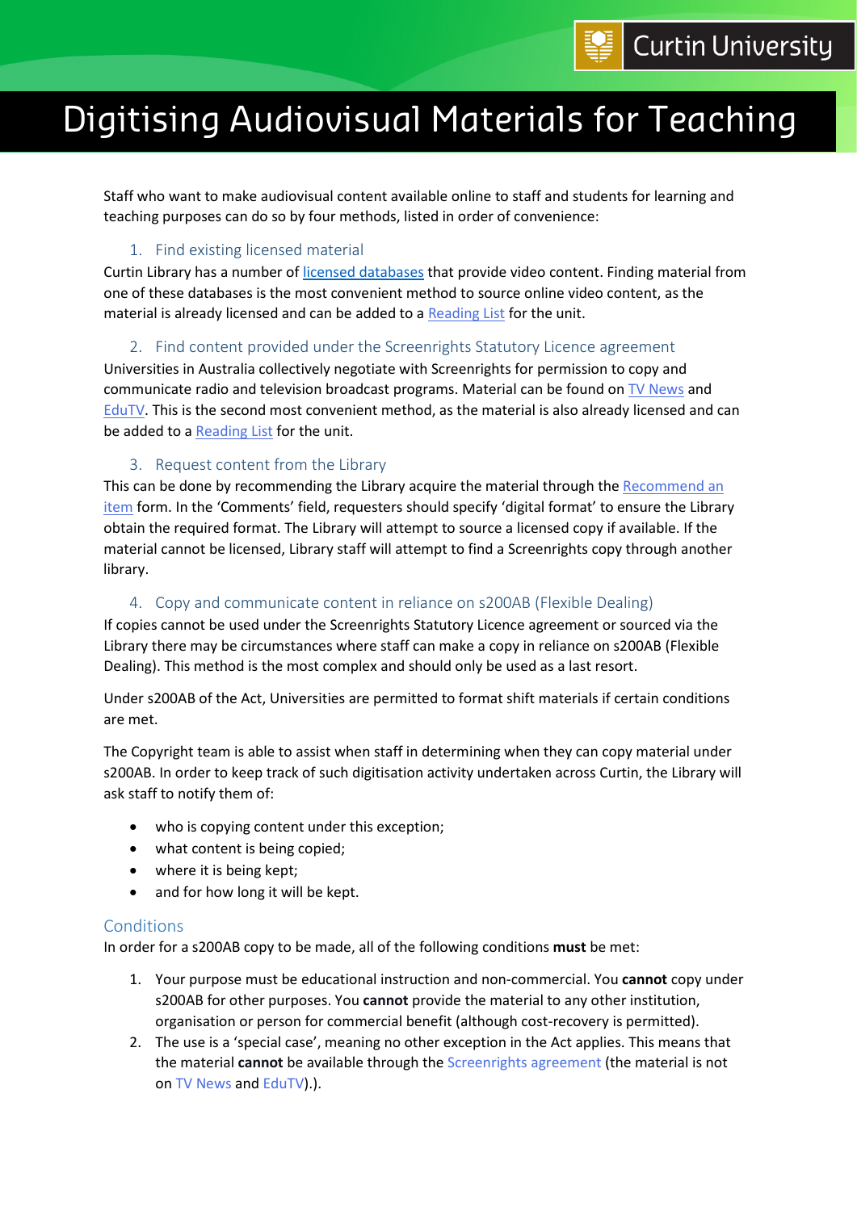# Digitising Audiovisual Materials for Teaching

Staff who want to make audiovisual content available online to staff and students for learning and teaching purposes can do so by four methods, listed in order of convenience:

## 1. Find existing licensed material

Curtin Library has a number of licensed databases that provide video content. Finding material from one of these databases is the most convenient method to source online video content, as the material is already licensed and can be added to a Reading List for the unit.

## 2. Find content provided under the Screenrights Statutory Licence agreement

Universities in Australia collectively negotiate with Screenrights for permission to copy and communicate radio and television broadcast programs. Material can be found on TV News and EduTV. This is the second most convenient method, as the material is also already licensed and can be added to a Reading List for the unit.

## 3. Request content from the Library

This can be done by recommending the Library acquire the material through the Recommend an item form. In the 'Comments' field, requesters should specify 'digital format' to ensure the Library obtain the required format. The Library will attempt to source a licensed copy if available. If the material cannot be licensed, Library staff will attempt to find a Screenrights copy through another library.

## 4. Copy and communicate content in reliance on s200AB (Flexible Dealing)

If copies cannot be used under the Screenrights Statutory Licence agreement or sourced via the Library there may be circumstances where staff can make a copy in reliance on s200AB (Flexible Dealing). This method is the most complex and should only be used as a last resort.

Under s200AB of the Act, Universities are permitted to format shift materials if certain conditions are met.

The Copyright team is able to assist when staff in determining when they can copy material under s200AB. In order to keep track of such digitisation activity undertaken across Curtin, the Library will ask staff to notify them of:

- who is copying content under this exception;
- what content is being copied;
- where it is being kept;
- and for how long it will be kept.

## Conditions

In order for a s200AB copy to be made, all of the following conditions **must** be met:

1. Your purpose must be educational instruction and non-commercial. You **cannot** copy under s200AB for other purposes. You **cannot** provide the material to any other institution, organisation or person for commercial benefit (although cost-recovery is permitted).
2. The use is a 'special case', meaning no other exception in the Act applies. This means that the material **cannot** be available through the Screenrights agreement (the material is not on TV News and EduTV).).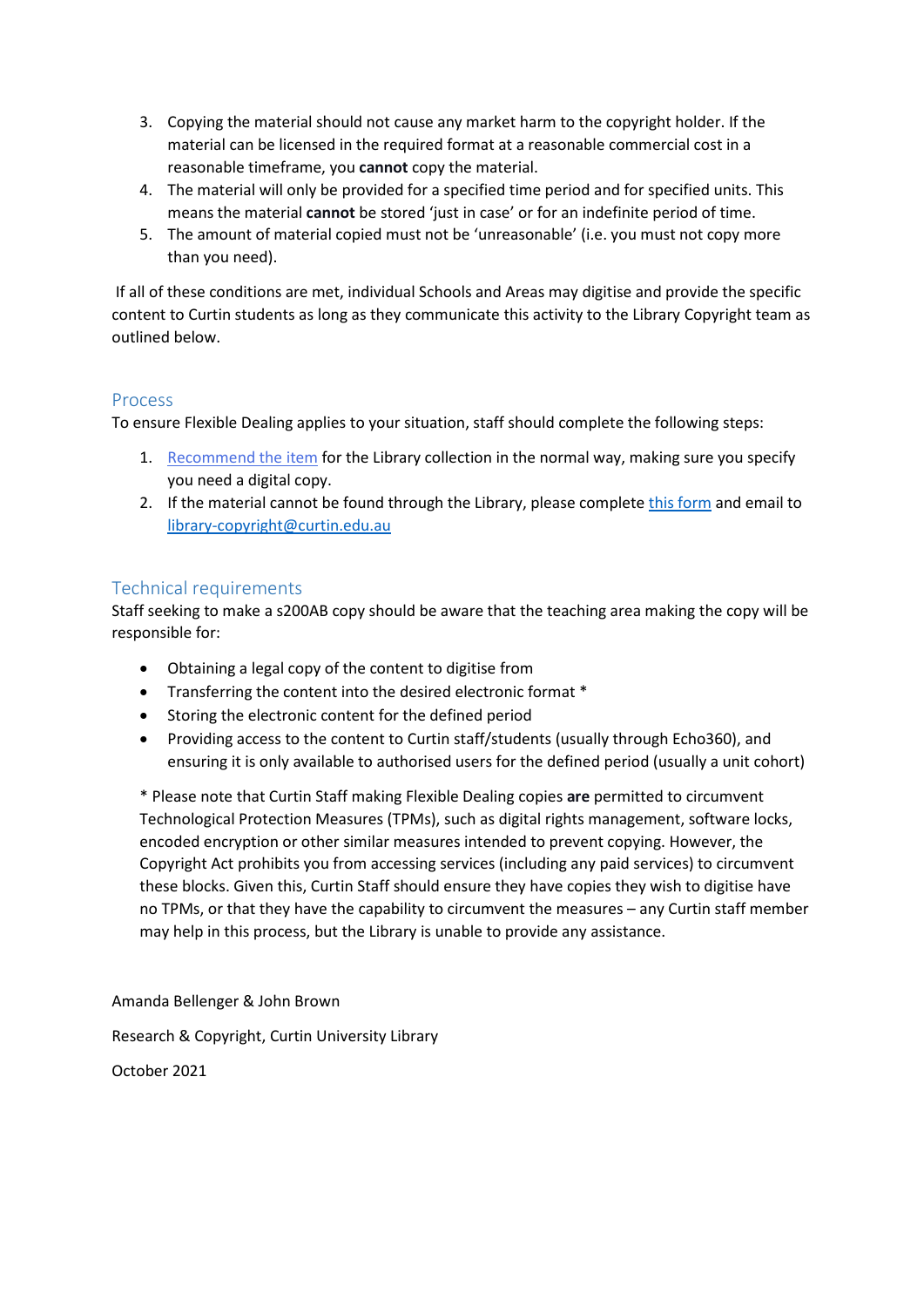3. Copying the material should not cause any market harm to the copyright holder. If the material can be licensed in the required format at a reasonable commercial cost in a reasonable timeframe, you **cannot** copy the material.
4. The material will only be provided for a specified time period and for specified units. This means the material **cannot** be stored 'just in case' or for an indefinite period of time.
5. The amount of material copied must not be 'unreasonable' (i.e. you must not copy more than you need).

If all of these conditions are met, individual Schools and Areas may digitise and provide the specific content to Curtin students as long as they communicate this activity to the Library Copyright team as outlined below.

## Process

To ensure Flexible Dealing applies to your situation, staff should complete the following steps:

1. Recommend the item for the Library collection in the normal way, making sure you specify you need a digital copy.
2. If the material cannot be found through the Library, please complete this form and email to library-copyright@curtin.edu.au

## Technical requirements

Staff seeking to make a s200AB copy should be aware that the teaching area making the copy will be responsible for:

- Obtaining a legal copy of the content to digitise from
- Transferring the content into the desired electronic format *
- Storing the electronic content for the defined period
- Providing access to the content to Curtin staff/students (usually through Echo360), and ensuring it is only available to authorised users for the defined period (usually a unit cohort)

* Please note that Curtin Staff making Flexible Dealing copies **are** permitted to circumvent Technological Protection Measures (TPMs), such as digital rights management, software locks, encoded encryption or other similar measures intended to prevent copying. However, the Copyright Act prohibits you from accessing services (including any paid services) to circumvent these blocks. Given this, Curtin Staff should ensure they have copies they wish to digitise have no TPMs, or that they have the capability to circumvent the measures – any Curtin staff member may help in this process, but the Library is unable to provide any assistance.

Amanda Bellenger & John Brown

Research & Copyright, Curtin University Library

October 2021